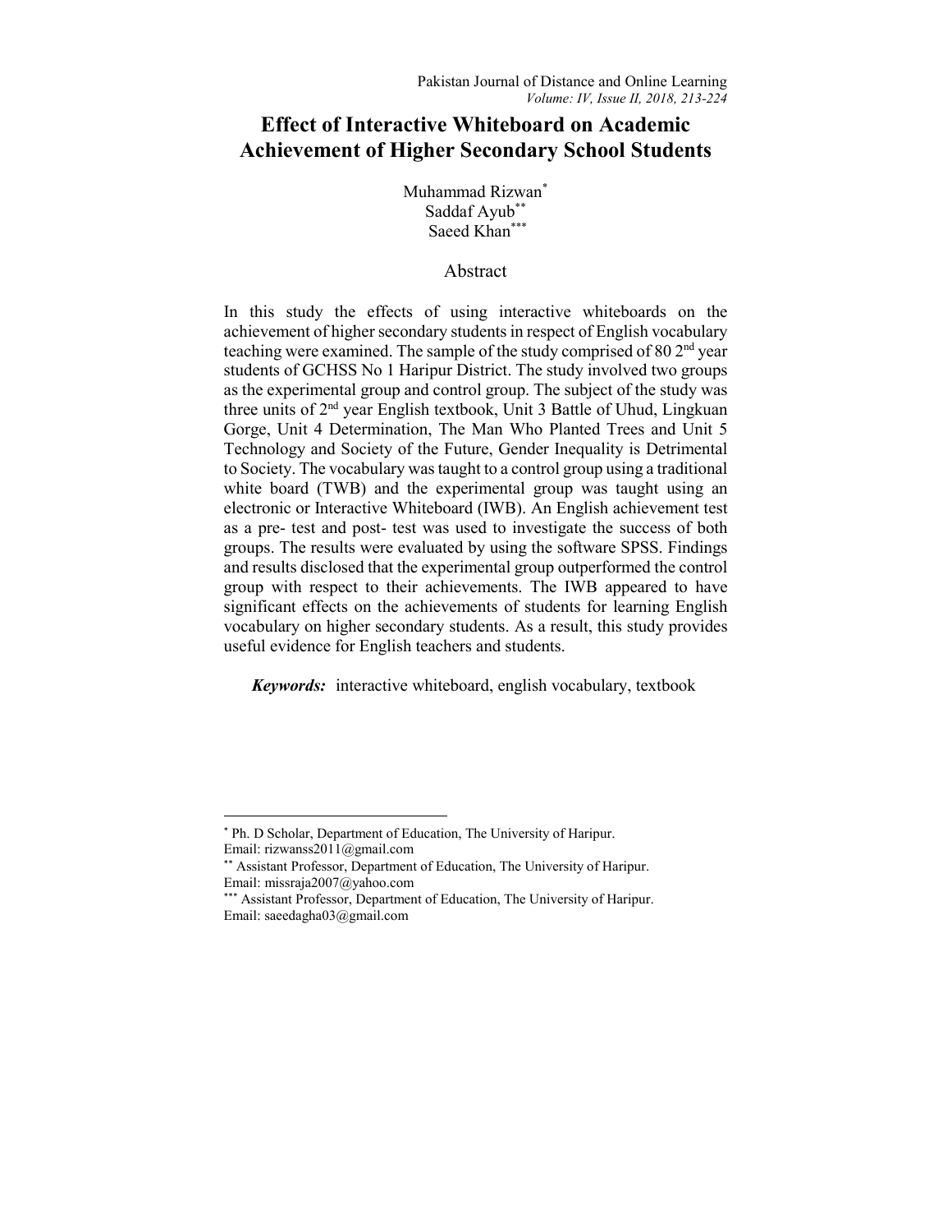# Effect of Interactive Whiteboard on Academic Achievement of Higher Secondary School Students

Muhammad Rizwan[*]
Saddaf Ayub[**]
Saeed Khan[***]

## Abstract

In this study the effects of using interactive whiteboards on the achievement of higher secondary students in respect of English vocabulary teaching were examined. The sample of the study comprised of 80 2nd year students of GCHSS No 1 Haripur District. The study involved two groups as the experimental group and control group. The subject of the study was three units of 2nd year English textbook, Unit 3 Battle of Uhud, Lingkuan Gorge, Unit 4 Determination, The Man Who Planted Trees and Unit 5 Technology and Society of the Future, Gender Inequality is Detrimental to Society. The vocabulary was taught to a control group using a traditional white board (TWB) and the experimental group was taught using an electronic or Interactive Whiteboard (IWB). An English achievement test as a pre- test and post- test was used to investigate the success of both groups. The results were evaluated by using the software SPSS. Findings and results disclosed that the experimental group outperformed the control group with respect to their achievements. The IWB appeared to have significant effects on the achievements of students for learning English vocabulary on higher secondary students. As a result, this study provides useful evidence for English teachers and students.

***Keywords:*** interactive whiteboard, english vocabulary, textbook

---

[*] Ph. D Scholar, Department of Education, The University of Haripur. Email: rizwanss2011@gmail.com

[**] Assistant Professor, Department of Education, The University of Haripur. Email: missraja2007@yahoo.com

[***] Assistant Professor, Department of Education, The University of Haripur. Email: saeedagha03@gmail.com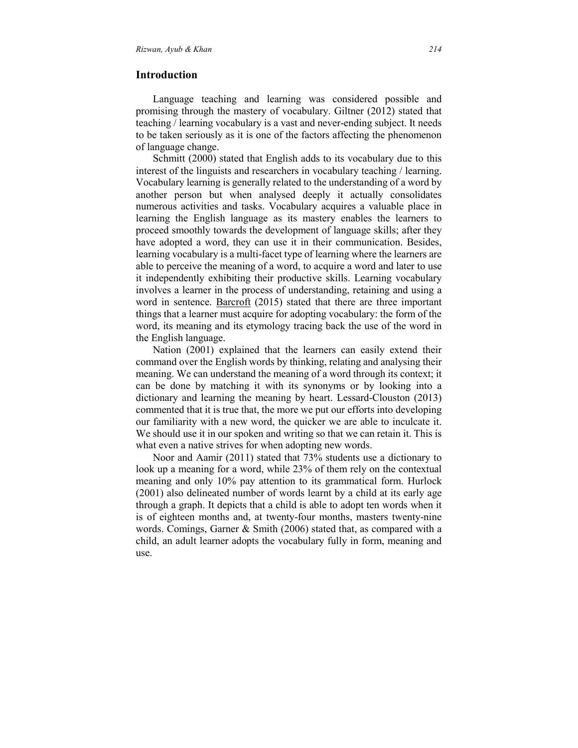## Introduction

Language teaching and learning was considered possible and promising through the mastery of vocabulary. Giltner (2012) stated that teaching / learning vocabulary is a vast and never-ending subject. It needs to be taken seriously as it is one of the factors affecting the phenomenon of language change.

Schmitt (2000) stated that English adds to its vocabulary due to this interest of the linguists and researchers in vocabulary teaching / learning. Vocabulary learning is generally related to the understanding of a word by another person but when analysed deeply it actually consolidates numerous activities and tasks. Vocabulary acquires a valuable place in learning the English language as its mastery enables the learners to proceed smoothly towards the development of language skills; after they have adopted a word, they can use it in their communication. Besides, learning vocabulary is a multi-facet type of learning where the learners are able to perceive the meaning of a word, to acquire a word and later to use it independently exhibiting their productive skills. Learning vocabulary involves a learner in the process of understanding, retaining and using a word in sentence. Barcroft (2015) stated that there are three important things that a learner must acquire for adopting vocabulary: the form of the word, its meaning and its etymology tracing back the use of the word in the English language.

Nation (2001) explained that the learners can easily extend their command over the English words by thinking, relating and analysing their meaning. We can understand the meaning of a word through its context; it can be done by matching it with its synonyms or by looking into a dictionary and learning the meaning by heart. Lessard-Clouston (2013) commented that it is true that, the more we put our efforts into developing our familiarity with a new word, the quicker we are able to inculcate it. We should use it in our spoken and writing so that we can retain it. This is what even a native strives for when adopting new words.

Noor and Aamir (2011) stated that 73% students use a dictionary to look up a meaning for a word, while 23% of them rely on the contextual meaning and only 10% pay attention to its grammatical form. Hurlock (2001) also delineated number of words learnt by a child at its early age through a graph. It depicts that a child is able to adopt ten words when it is of eighteen months and, at twenty-four months, masters twenty-nine words. Comings, Garner & Smith (2006) stated that, as compared with a child, an adult learner adopts the vocabulary fully in form, meaning and use.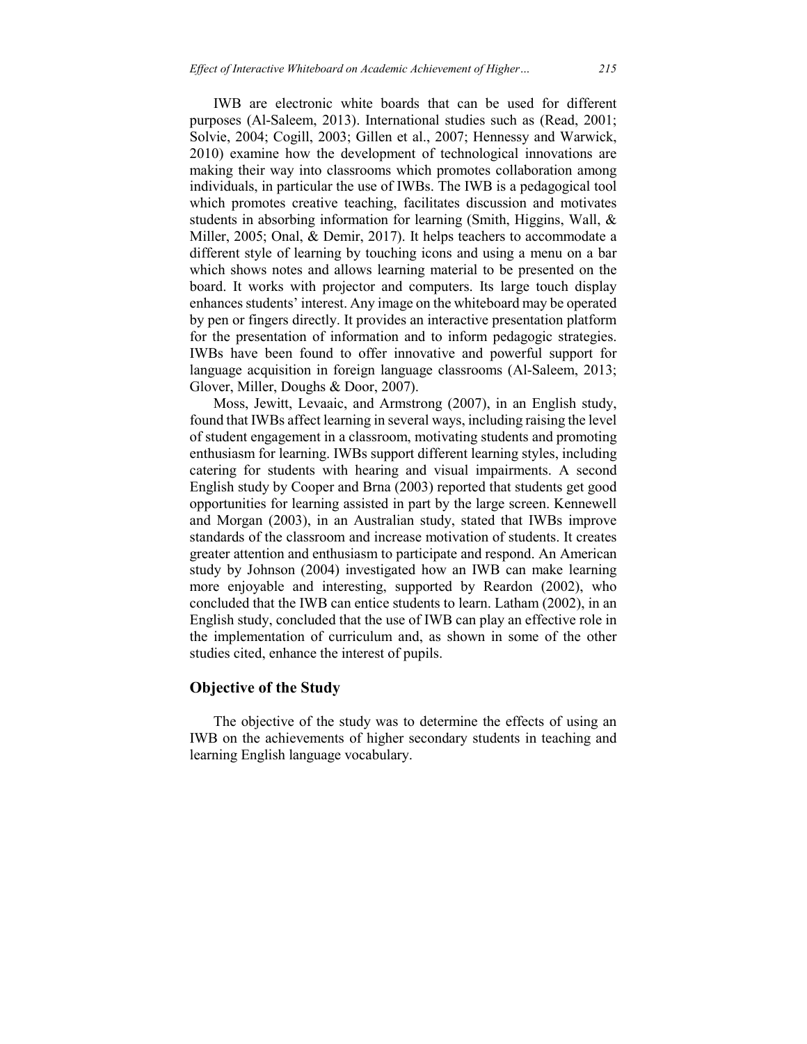IWB are electronic white boards that can be used for different purposes (Al-Saleem, 2013). International studies such as (Read, 2001; Solvie, 2004; Cogill, 2003; Gillen et al., 2007; Hennessy and Warwick, 2010) examine how the development of technological innovations are making their way into classrooms which promotes collaboration among individuals, in particular the use of IWBs. The IWB is a pedagogical tool which promotes creative teaching, facilitates discussion and motivates students in absorbing information for learning (Smith, Higgins, Wall, & Miller, 2005; Onal, & Demir, 2017). It helps teachers to accommodate a different style of learning by touching icons and using a menu on a bar which shows notes and allows learning material to be presented on the board. It works with projector and computers. Its large touch display enhances students' interest. Any image on the whiteboard may be operated by pen or fingers directly. It provides an interactive presentation platform for the presentation of information and to inform pedagogic strategies. IWBs have been found to offer innovative and powerful support for language acquisition in foreign language classrooms (Al-Saleem, 2013; Glover, Miller, Doughs & Door, 2007).

Moss, Jewitt, Levaaic, and Armstrong (2007), in an English study, found that IWBs affect learning in several ways, including raising the level of student engagement in a classroom, motivating students and promoting enthusiasm for learning. IWBs support different learning styles, including catering for students with hearing and visual impairments. A second English study by Cooper and Brna (2003) reported that students get good opportunities for learning assisted in part by the large screen. Kennewell and Morgan (2003), in an Australian study, stated that IWBs improve standards of the classroom and increase motivation of students. It creates greater attention and enthusiasm to participate and respond. An American study by Johnson (2004) investigated how an IWB can make learning more enjoyable and interesting, supported by Reardon (2002), who concluded that the IWB can entice students to learn. Latham (2002), in an English study, concluded that the use of IWB can play an effective role in the implementation of curriculum and, as shown in some of the other studies cited, enhance the interest of pupils.

## Objective of the Study

The objective of the study was to determine the effects of using an IWB on the achievements of higher secondary students in teaching and learning English language vocabulary.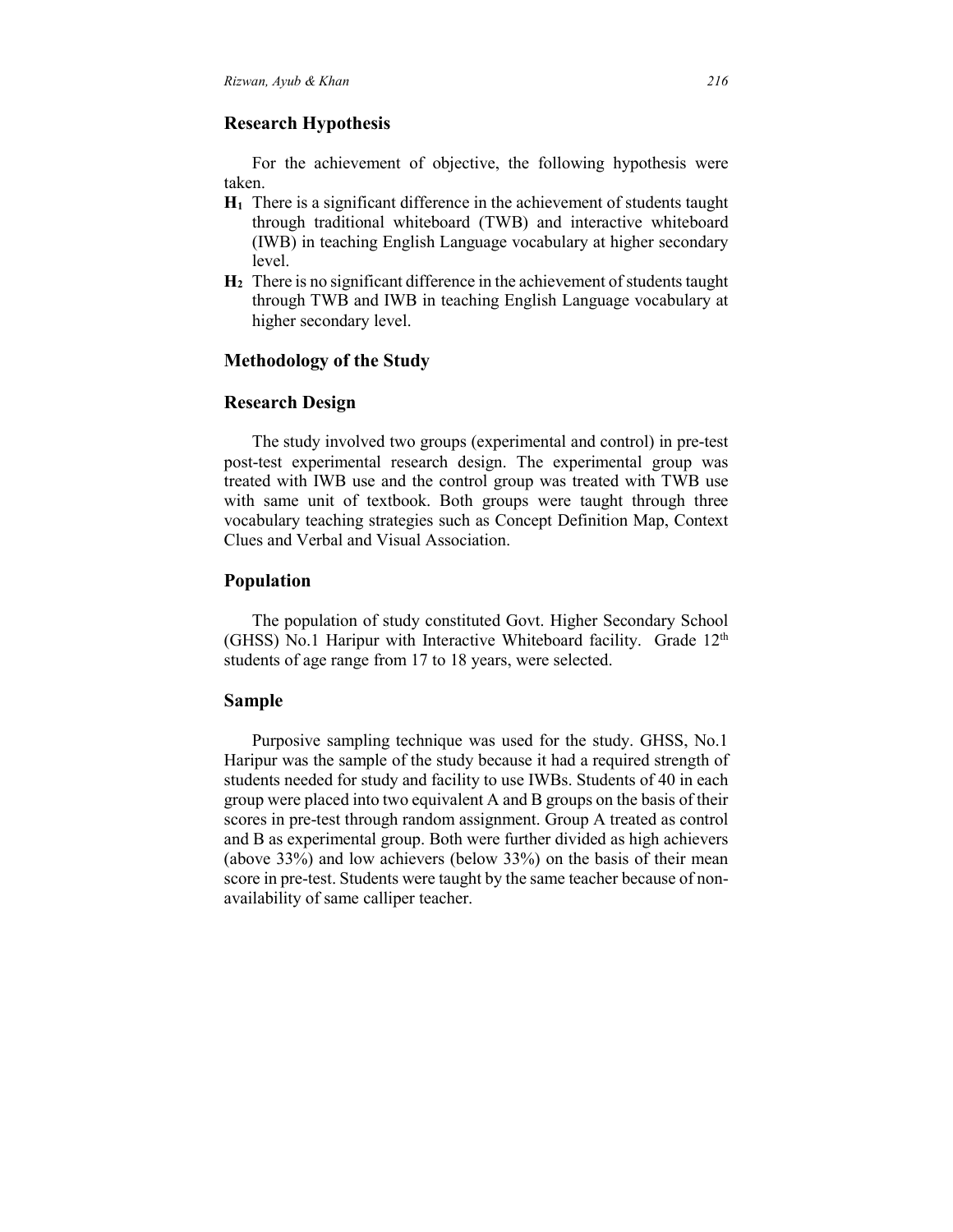## Research Hypothesis

For the achievement of objective, the following hypothesis were taken.

- **$H_1$** There is a significant difference in the achievement of students taught through traditional whiteboard (TWB) and interactive whiteboard (IWB) in teaching English Language vocabulary at higher secondary level.
- **$H_2$** There is no significant difference in the achievement of students taught through TWB and IWB in teaching English Language vocabulary at higher secondary level.

## Methodology of the Study

## Research Design

The study involved two groups (experimental and control) in pre-test post-test experimental research design. The experimental group was treated with IWB use and the control group was treated with TWB use with same unit of textbook. Both groups were taught through three vocabulary teaching strategies such as Concept Definition Map, Context Clues and Verbal and Visual Association.

## Population

The population of study constituted Govt. Higher Secondary School (GHSS) No.1 Haripur with Interactive Whiteboard facility. Grade 12th students of age range from 17 to 18 years, were selected.

## Sample

Purposive sampling technique was used for the study. GHSS, No.1 Haripur was the sample of the study because it had a required strength of students needed for study and facility to use IWBs. Students of 40 in each group were placed into two equivalent A and B groups on the basis of their scores in pre-test through random assignment. Group A treated as control and B as experimental group. Both were further divided as high achievers (above 33%) and low achievers (below 33%) on the basis of their mean score in pre-test. Students were taught by the same teacher because of non-availability of same calliper teacher.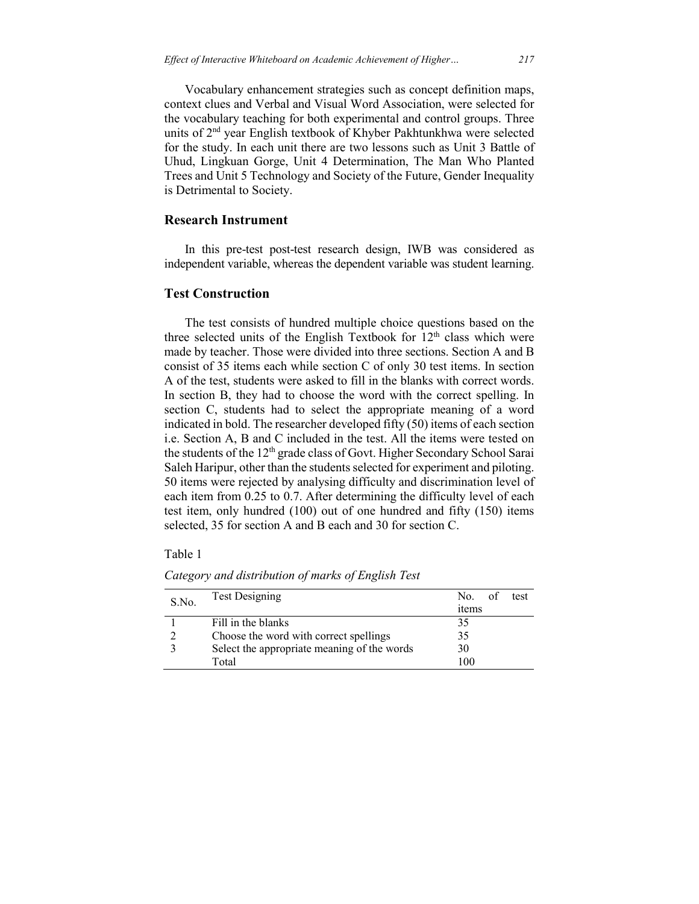Vocabulary enhancement strategies such as concept definition maps, context clues and Verbal and Visual Word Association, were selected for the vocabulary teaching for both experimental and control groups. Three units of 2nd year English textbook of Khyber Pakhtunkhwa were selected for the study. In each unit there are two lessons such as Unit 3 Battle of Uhud, Lingkuan Gorge, Unit 4 Determination, The Man Who Planted Trees and Unit 5 Technology and Society of the Future, Gender Inequality is Detrimental to Society.

## Research Instrument

In this pre-test post-test research design, IWB was considered as independent variable, whereas the dependent variable was student learning.

## Test Construction

The test consists of hundred multiple choice questions based on the three selected units of the English Textbook for 12th class which were made by teacher. Those were divided into three sections. Section A and B consist of 35 items each while section C of only 30 test items. In section A of the test, students were asked to fill in the blanks with correct words. In section B, they had to choose the word with the correct spelling. In section C, students had to select the appropriate meaning of a word indicated in bold. The researcher developed fifty (50) items of each section i.e. Section A, B and C included in the test. All the items were tested on the students of the 12th grade class of Govt. Higher Secondary School Sarai Saleh Haripur, other than the students selected for experiment and piloting. 50 items were rejected by analysing difficulty and discrimination level of each item from 0.25 to 0.7. After determining the difficulty level of each test item, only hundred (100) out of one hundred and fifty (150) items selected, 35 for section A and B each and 30 for section C.

Table 1

*Category and distribution of marks of English Test*

| S.No. | Test Designing | No. of test items |
|---|---|---|
| 1 | Fill in the blanks | 35 |
| 2 | Choose the word with correct spellings | 35 |
| 3 | Select the appropriate meaning of the words | 30 |
| | Total | 100 |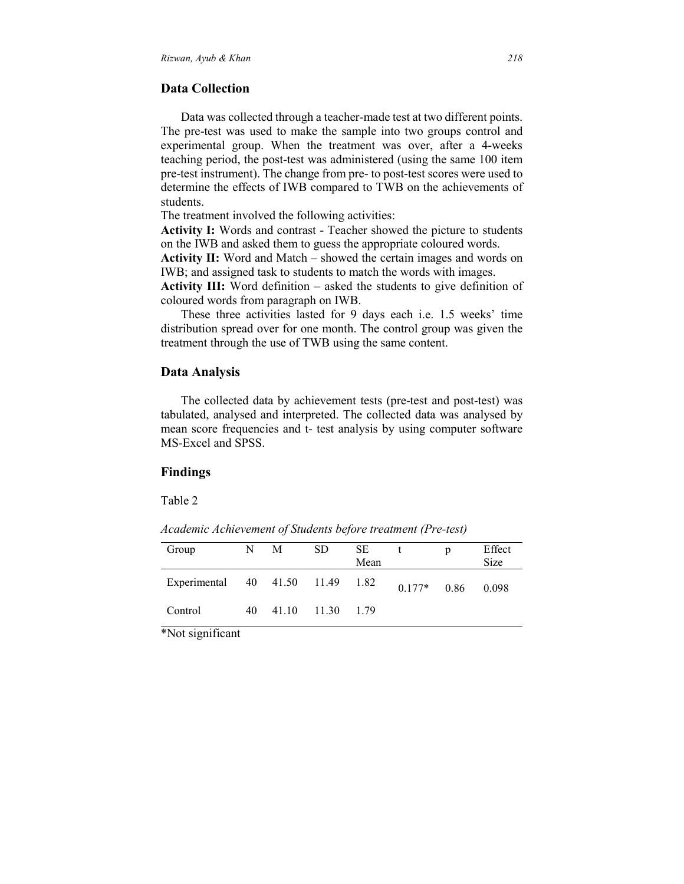## Data Collection

Data was collected through a teacher-made test at two different points. The pre-test was used to make the sample into two groups control and experimental group. When the treatment was over, after a 4-weeks teaching period, the post-test was administered (using the same 100 item pre-test instrument). The change from pre- to post-test scores were used to determine the effects of IWB compared to TWB on the achievements of students.

The treatment involved the following activities:

**Activity I:** Words and contrast - Teacher showed the picture to students on the IWB and asked them to guess the appropriate coloured words.

**Activity II:** Word and Match – showed the certain images and words on IWB; and assigned task to students to match the words with images.

**Activity III:** Word definition – asked the students to give definition of coloured words from paragraph on IWB.

These three activities lasted for 9 days each i.e. 1.5 weeks' time distribution spread over for one month. The control group was given the treatment through the use of TWB using the same content.

## Data Analysis

The collected data by achievement tests (pre-test and post-test) was tabulated, analysed and interpreted. The collected data was analysed by mean score frequencies and t- test analysis by using computer software MS-Excel and SPSS.

## Findings

Table 2

*Academic Achievement of Students before treatment (Pre-test)*

| Group | N | M | SD | SE Mean | t | p | Effect Size |
|---|---|---|---|---|---|---|---|
| Experimental | 40 | 41.50 | 11.49 | 1.82 | 0.177* | 0.86 | 0.098 |
| Control | 40 | 41.10 | 11.30 | 1.79 | | | |

*Not significant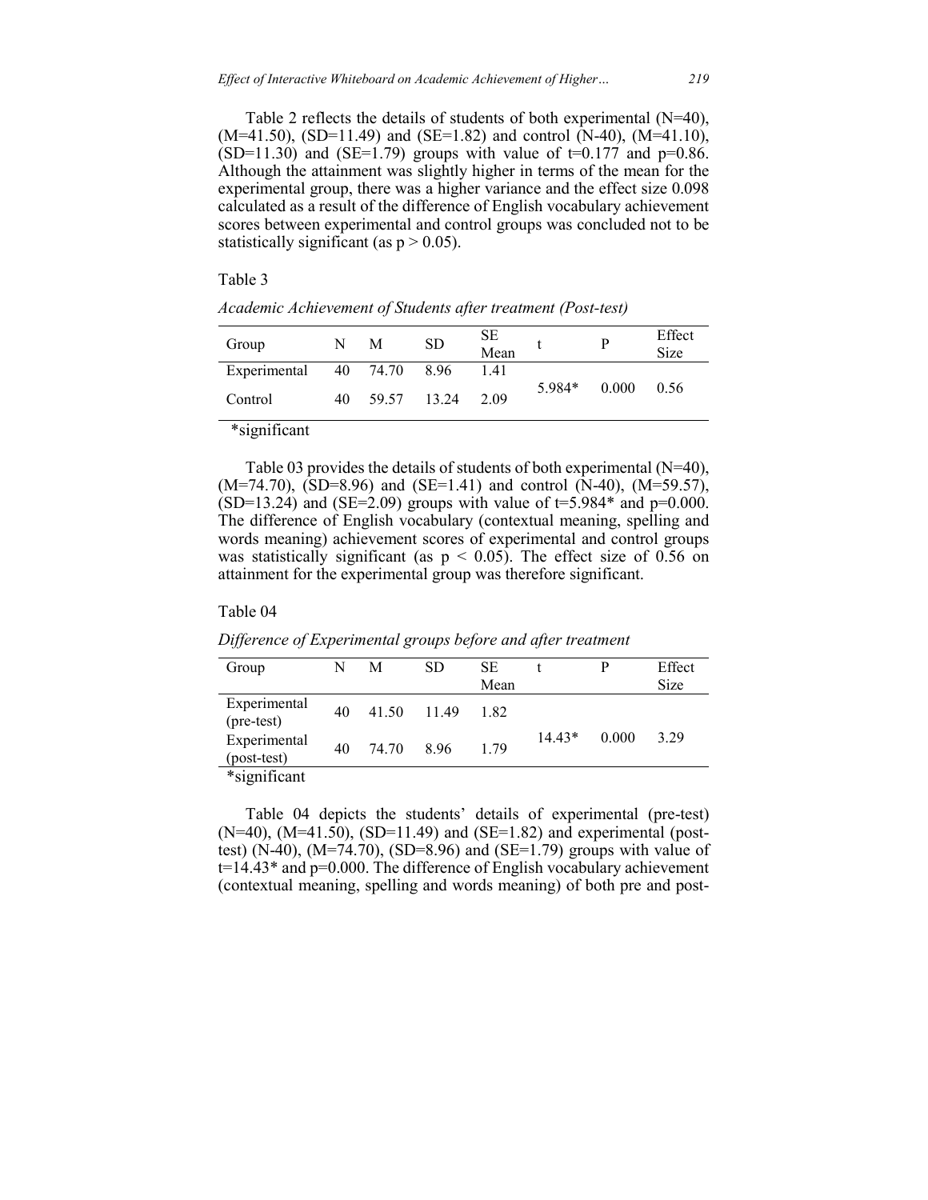Table 2 reflects the details of students of both experimental (N=40), (M=41.50), (SD=11.49) and (SE=1.82) and control (N-40), (M=41.10), (SD=11.30) and (SE=1.79) groups with value of t=0.177 and p=0.86. Although the attainment was slightly higher in terms of the mean for the experimental group, there was a higher variance and the effect size 0.098 calculated as a result of the difference of English vocabulary achievement scores between experimental and control groups was concluded not to be statistically significant (as $p > 0.05$).

Table 3

*Academic Achievement of Students after treatment (Post-test)*

| Group | N | M | SD | SE Mean | t | P | Effect Size |
|---|---|---|---|---|---|---|---|
| Experimental | 40 | 74.70 | 8.96 | 1.41 | 5.984* | 0.000 | 0.56 |
| Control | 40 | 59.57 | 13.24 | 2.09 | | | |

*significant

Table 03 provides the details of students of both experimental (N=40), (M=74.70), (SD=8.96) and (SE=1.41) and control (N-40), (M=59.57), (SD=13.24) and (SE=2.09) groups with value of t=5.984* and p=0.000. The difference of English vocabulary (contextual meaning, spelling and words meaning) achievement scores of experimental and control groups was statistically significant (as $p < 0.05$). The effect size of 0.56 on attainment for the experimental group was therefore significant.

Table 04

*Difference of Experimental groups before and after treatment*

| Group | N | M | SD | SE Mean | t | P | Effect Size |
|---|---|---|---|---|---|---|---|
| Experimental (pre-test) | 40 | 41.50 | 11.49 | 1.82 | 14.43* | 0.000 | 3.29 |
| Experimental (post-test) | 40 | 74.70 | 8.96 | 1.79 | | | |

*significant

Table 04 depicts the students' details of experimental (pre-test) (N=40), (M=41.50), (SD=11.49) and (SE=1.82) and experimental (post-test) (N-40), (M=74.70), (SD=8.96) and (SE=1.79) groups with value of t=14.43* and p=0.000. The difference of English vocabulary achievement (contextual meaning, spelling and words meaning) of both pre and post-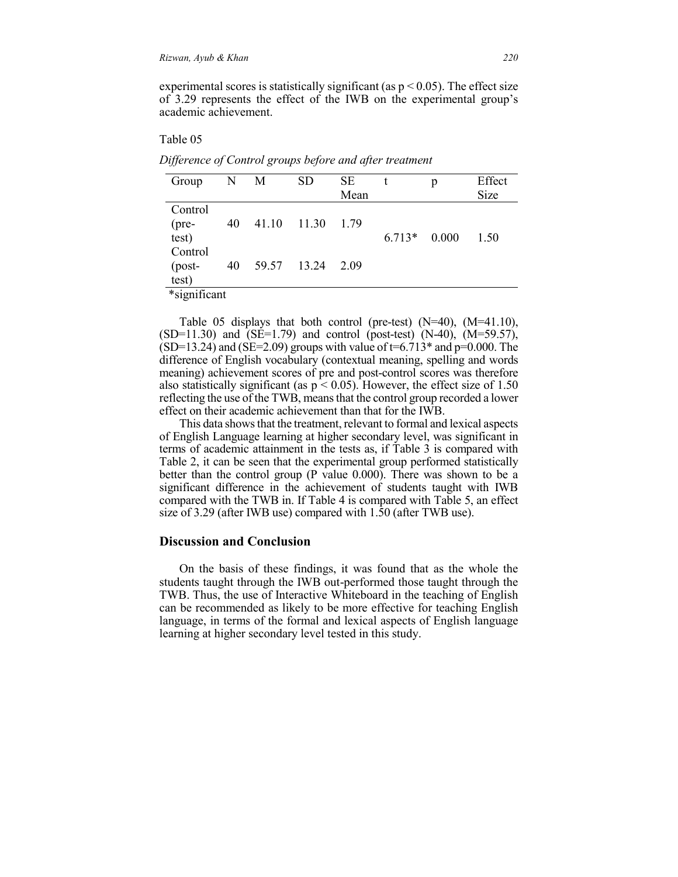experimental scores is statistically significant (as $p < 0.05$). The effect size of 3.29 represents the effect of the IWB on the experimental group's academic achievement.

Table 05

*Difference of Control groups before and after treatment*

| Group | N | M | SD | SE Mean | t | p | Effect Size |
|---|---|---|---|---|---|---|---|
| Control (pre-test) | 40 | 41.10 | 11.30 | 1.79 | 6.713* | 0.000 | 1.50 |
| Control (post-test) | 40 | 59.57 | 13.24 | 2.09 | | | |

*significant

Table 05 displays that both control (pre-test) (N=40), (M=41.10), (SD=11.30) and (SE=1.79) and control (post-test) (N-40), (M=59.57), (SD=13.24) and (SE=2.09) groups with value of t=6.713* and p=0.000. The difference of English vocabulary (contextual meaning, spelling and words meaning) achievement scores of pre and post-control scores was therefore also statistically significant (as $p < 0.05$). However, the effect size of 1.50 reflecting the use of the TWB, means that the control group recorded a lower effect on their academic achievement than that for the IWB.

This data shows that the treatment, relevant to formal and lexical aspects of English Language learning at higher secondary level, was significant in terms of academic attainment in the tests as, if Table 3 is compared with Table 2, it can be seen that the experimental group performed statistically better than the control group (P value 0.000). There was shown to be a significant difference in the achievement of students taught with IWB compared with the TWB in. If Table 4 is compared with Table 5, an effect size of 3.29 (after IWB use) compared with 1.50 (after TWB use).

## Discussion and Conclusion

On the basis of these findings, it was found that as the whole the students taught through the IWB out-performed those taught through the TWB. Thus, the use of Interactive Whiteboard in the teaching of English can be recommended as likely to be more effective for teaching English language, in terms of the formal and lexical aspects of English language learning at higher secondary level tested in this study.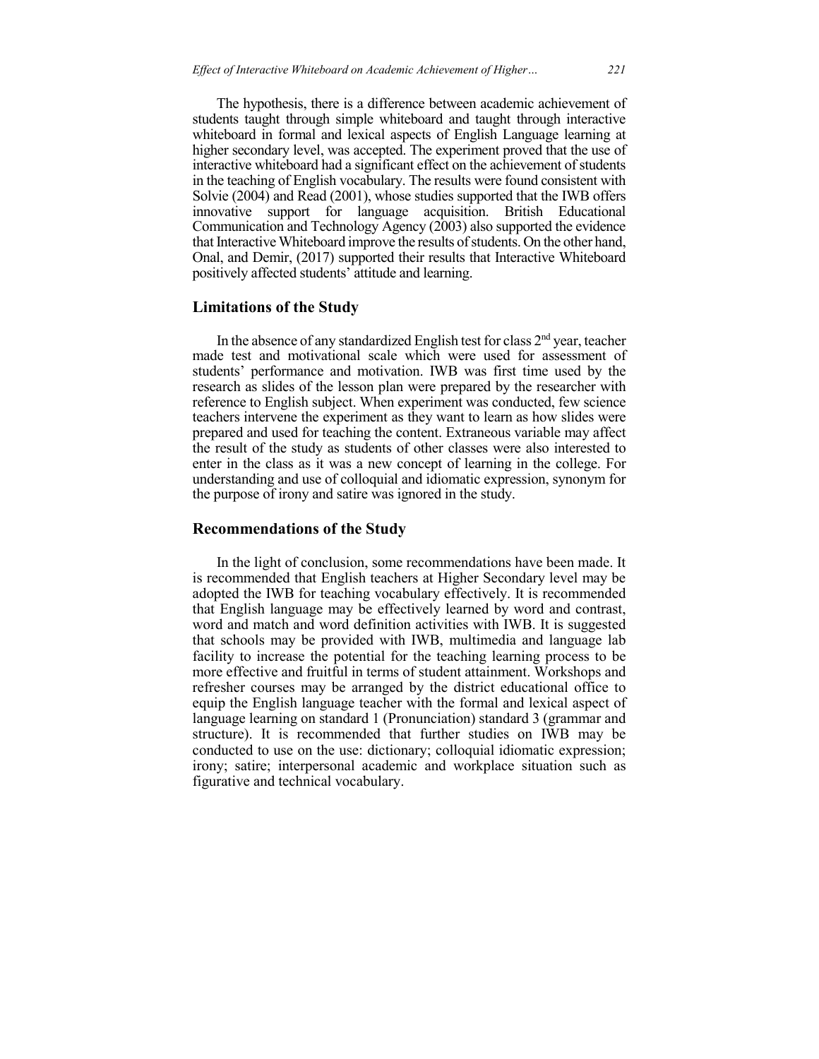The hypothesis, there is a difference between academic achievement of students taught through simple whiteboard and taught through interactive whiteboard in formal and lexical aspects of English Language learning at higher secondary level, was accepted. The experiment proved that the use of interactive whiteboard had a significant effect on the achievement of students in the teaching of English vocabulary. The results were found consistent with Solvie (2004) and Read (2001), whose studies supported that the IWB offers innovative support for language acquisition. British Educational Communication and Technology Agency (2003) also supported the evidence that Interactive Whiteboard improve the results of students. On the other hand, Onal, and Demir, (2017) supported their results that Interactive Whiteboard positively affected students' attitude and learning.

## Limitations of the Study

In the absence of any standardized English test for class 2nd year, teacher made test and motivational scale which were used for assessment of students' performance and motivation. IWB was first time used by the research as slides of the lesson plan were prepared by the researcher with reference to English subject. When experiment was conducted, few science teachers intervene the experiment as they want to learn as how slides were prepared and used for teaching the content. Extraneous variable may affect the result of the study as students of other classes were also interested to enter in the class as it was a new concept of learning in the college. For understanding and use of colloquial and idiomatic expression, synonym for the purpose of irony and satire was ignored in the study.

## Recommendations of the Study

In the light of conclusion, some recommendations have been made. It is recommended that English teachers at Higher Secondary level may be adopted the IWB for teaching vocabulary effectively. It is recommended that English language may be effectively learned by word and contrast, word and match and word definition activities with IWB. It is suggested that schools may be provided with IWB, multimedia and language lab facility to increase the potential for the teaching learning process to be more effective and fruitful in terms of student attainment. Workshops and refresher courses may be arranged by the district educational office to equip the English language teacher with the formal and lexical aspect of language learning on standard 1 (Pronunciation) standard 3 (grammar and structure). It is recommended that further studies on IWB may be conducted to use on the use: dictionary; colloquial idiomatic expression; irony; satire; interpersonal academic and workplace situation such as figurative and technical vocabulary.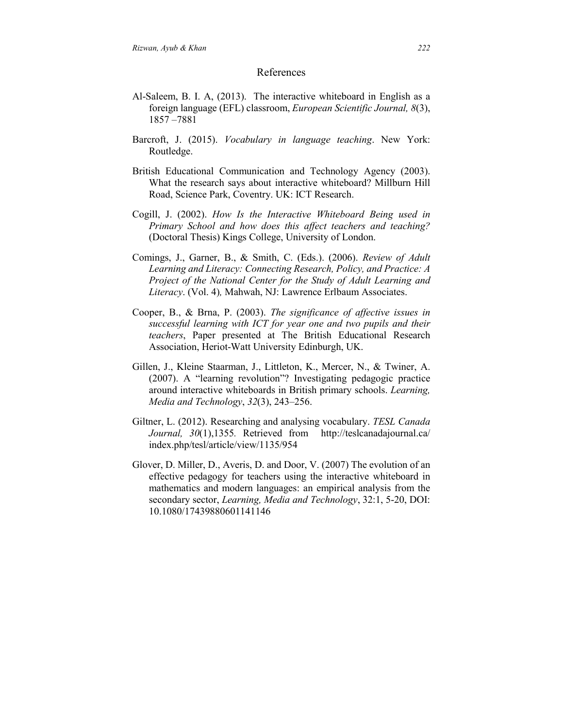## References

Al-Saleem, B. I. A, (2013). The interactive whiteboard in English as a foreign language (EFL) classroom, *European Scientific Journal, 8*(3), 1857 –7881

Barcroft, J. (2015). *Vocabulary in language teaching*. New York: Routledge.

British Educational Communication and Technology Agency (2003). What the research says about interactive whiteboard? Millburn Hill Road, Science Park, Coventry. UK: ICT Research.

Cogill, J. (2002). *How Is the Interactive Whiteboard Being used in Primary School and how does this affect teachers and teaching?* (Doctoral Thesis) Kings College, University of London.

Comings, J., Garner, B., & Smith, C. (Eds.). (2006). *Review of Adult Learning and Literacy: Connecting Research, Policy, and Practice: A Project of the National Center for the Study of Adult Learning and Literacy*. (Vol. 4)*,* Mahwah, NJ: Lawrence Erlbaum Associates.

Cooper, B., & Brna, P. (2003). *The significance of affective issues in successful learning with ICT for year one and two pupils and their teachers*, Paper presented at The British Educational Research Association, Heriot-Watt University Edinburgh, UK.

Gillen, J., Kleine Staarman, J., Littleton, K., Mercer, N., & Twiner, A. (2007). A "learning revolution"? Investigating pedagogic practice around interactive whiteboards in British primary schools. *Learning, Media and Technology*, *32*(3), 243–256.

Giltner, L. (2012). Researching and analysing vocabulary. *TESL Canada Journal, 30*(1),1355*.* Retrieved from http://teslcanadajournal.ca/ index.php/tesl/article/view/1135/954

Glover, D. Miller, D., Averis, D. and Door, V. (2007) The evolution of an effective pedagogy for teachers using the interactive whiteboard in mathematics and modern languages: an empirical analysis from the secondary sector, *Learning, Media and Technology*, 32:1, 5-20, DOI: 10.1080/17439880601141146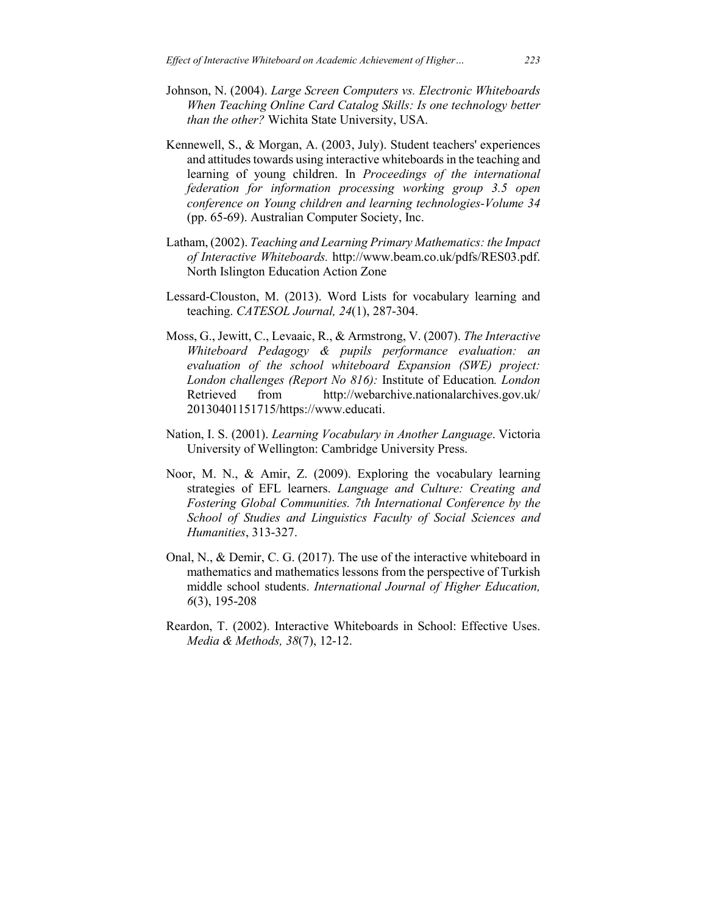Johnson, N. (2004). *Large Screen Computers vs. Electronic Whiteboards When Teaching Online Card Catalog Skills: Is one technology better than the other?* Wichita State University, USA.

Kennewell, S., & Morgan, A. (2003, July). Student teachers' experiences and attitudes towards using interactive whiteboards in the teaching and learning of young children. In *Proceedings of the international federation for information processing working group 3.5 open conference on Young children and learning technologies-Volume 34* (pp. 65-69). Australian Computer Society, Inc.

Latham, (2002). *Teaching and Learning Primary Mathematics: the Impact of Interactive Whiteboards.* http://www.beam.co.uk/pdfs/RES03.pdf. North Islington Education Action Zone

Lessard-Clouston, M. (2013). Word Lists for vocabulary learning and teaching. *CATESOL Journal, 24*(1), 287-304.

Moss, G., Jewitt, C., Levaaic, R., & Armstrong, V. (2007). *The Interactive Whiteboard Pedagogy & pupils performance evaluation: an evaluation of the school whiteboard Expansion (SWE) project: London challenges (Report No 816):* Institute of Education*. London* Retrieved from http://webarchive.nationalarchives.gov.uk/ 20130401151715/https://www.educati.

Nation, I. S. (2001). *Learning Vocabulary in Another Language*. Victoria University of Wellington: Cambridge University Press.

Noor, M. N., & Amir, Z. (2009). Exploring the vocabulary learning strategies of EFL learners. *Language and Culture: Creating and Fostering Global Communities. 7th International Conference by the School of Studies and Linguistics Faculty of Social Sciences and Humanities*, 313-327.

Onal, N., & Demir, C. G. (2017). The use of the interactive whiteboard in mathematics and mathematics lessons from the perspective of Turkish middle school students. *International Journal of Higher Education, 6*(3), 195-208

Reardon, T. (2002). Interactive Whiteboards in School: Effective Uses. *Media & Methods, 38*(7), 12-12.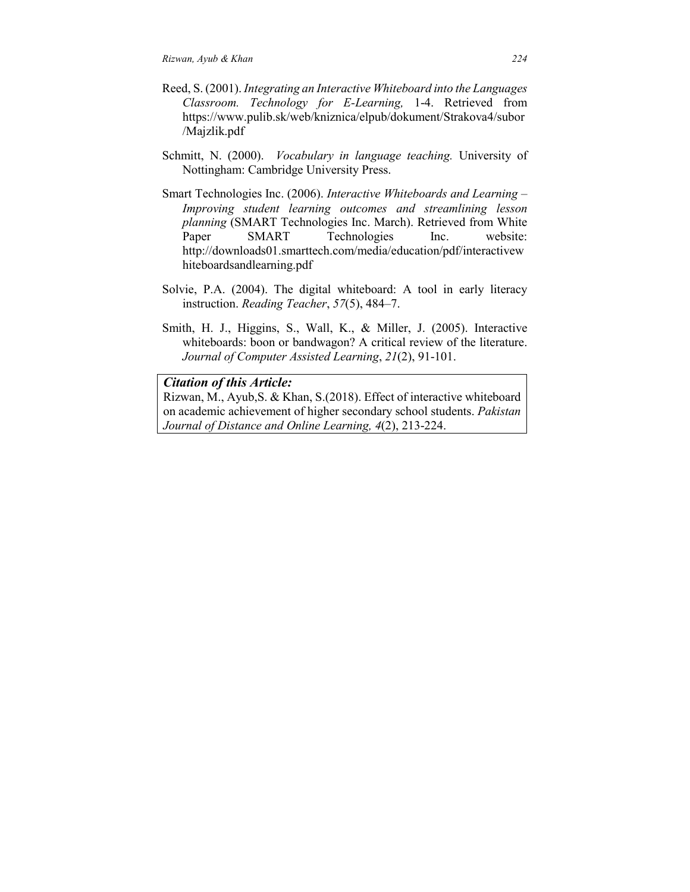Reed, S. (2001). *Integrating an Interactive Whiteboard into the Languages Classroom. Technology for E-Learning,* 1-4. Retrieved from https://www.pulib.sk/web/kniznica/elpub/dokument/Strakova4/subor/Majzlik.pdf

Schmitt, N. (2000). *Vocabulary in language teaching.* University of Nottingham: Cambridge University Press.

Smart Technologies Inc. (2006). *Interactive Whiteboards and Learning – Improving student learning outcomes and streamlining lesson planning* (SMART Technologies Inc. March). Retrieved from White Paper SMART Technologies Inc. website: http://downloads01.smarttech.com/media/education/pdf/interactivewhiteboardsandlearning.pdf

Solvie, P.A. (2004). The digital whiteboard: A tool in early literacy instruction. *Reading Teacher*, *57*(5), 484–7.

Smith, H. J., Higgins, S., Wall, K., & Miller, J. (2005). Interactive whiteboards: boon or bandwagon? A critical review of the literature. *Journal of Computer Assisted Learning*, *21*(2), 91-101.

***Citation of this Article:***

Rizwan, M., Ayub,S. & Khan, S.(2018). Effect of interactive whiteboard on academic achievement of higher secondary school students. *Pakistan Journal of Distance and Online Learning, 4*(2), 213-224.